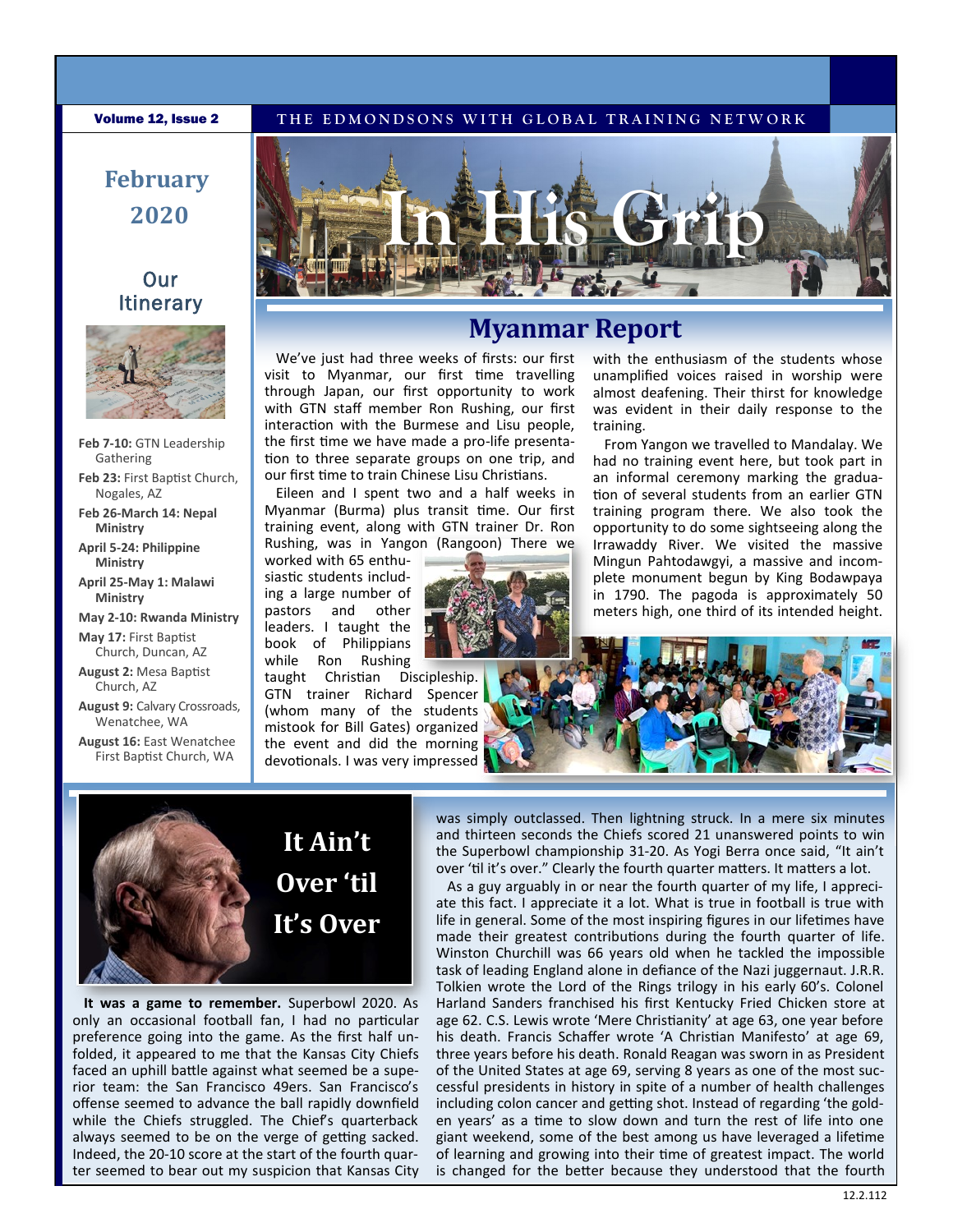Volume 12, Issue 2

THE EDMONDSONS WITH GLOBAL TRAINING NETWORK

# In His Grip

**February 2020**

## Our Itinerary

- **Feb 7-10:** GTN Leadership Gathering
- **Feb 23:** First Baptist Church, Nogales, AZ
- **Feb 26-March 14: Nepal Ministry**
- **April 5-24: Philippine Ministry**
- **April 25-May 1: Malawi Ministry**
- **May 2-10: Rwanda Ministry**
- **May 17:** First Baptist Church, Duncan, AZ
- **August 2:** Mesa Baptist Church, AZ
- **August 9:** Calvary Crossroads, Wenatchee, WA
- **August 16:** East Wenatchee First Baptist Church, WA

## Myanmar Report

We've just had three weeks of firsts: our first visit to Myanmar, our first time travelling through Japan, our first opportunity to work with GTN staff member Ron Rushing, our first interaction with the Burmese and Lisu people, the first time we have made a pro-life presentation to three separate groups on one trip, and our first time to train Chinese Lisu Christians.

Eileen and I spent two and a half weeks in Myanmar (Burma) plus transit time. Our first training event, along with GTN trainer Dr. Ron Rushing, was in Yangon (Rangoon) There we worked with 65 enthusiastic students including a large number of pastors and other leaders. I taught the book of Philippians while Ron Rushing taught Christian Discipleship. GTN trainer Richard Spencer (whom many of the students mistook for Bill Gates) organized the event and did the morning devotionals. I was very impressed with the enthusiasm of the students whose unamplified voices raised in worship were almost deafening. Their thirst for knowledge was evident in their daily response to the training.

From Yangon we travelled to Mandalay. We had no training event here, but took part in an informal ceremony marking the graduation of several students from an earlier GTN training program there. We also took the opportunity to do some sightseeing along the Irrawaddy River. We visited the massive Mingun Pahtodawgyi, a massive and incomplete monument begun by King Bodawpaya in 1790. The pagoda is approximately 50 meters high, one third of its intended height.

## It Ain't Over 'til It's Over

**It was a game to remember.** Superbowl 2020. As only an occasional football fan, I had no particular preference going into the game. As the first half unfolded, it appeared to me that the Kansas City Chiefs faced an uphill battle against what seemed be a superior team: the San Francisco 49ers. San Francisco's offense seemed to advance the ball rapidly downfield while the Chiefs struggled. The Chief's quarterback always seemed to be on the verge of getting sacked. Indeed, the 20-10 score at the start of the fourth quarter seemed to bear out my suspicion that Kansas City was simply outclassed. Then lightning struck. In a mere six minutes and thirteen seconds the Chiefs scored 21 unanswered points to win the Superbowl championship 31-20. As Yogi Berra once said, "It ain't over 'til it's over." Clearly the fourth quarter matters. It matters a lot.

As a guy arguably in or near the fourth quarter of my life, I appreciate this fact. I appreciate it a lot. What is true in football is true with life in general. Some of the most inspiring figures in our lifetimes have made their greatest contributions during the fourth quarter of life. Winston Churchill was 66 years old when he tackled the impossible task of leading England alone in defiance of the Nazi juggernaut. J.R.R. Tolkien wrote the Lord of the Rings trilogy in his early 60's. Colonel Harland Sanders franchised his first Kentucky Fried Chicken store at age 62. C.S. Lewis wrote 'Mere Christianity' at age 63, one year before his death. Francis Schaffer wrote 'A Christian Manifesto' at age 69, three years before his death. Ronald Reagan was sworn in as President of the United States at age 69, serving 8 years as one of the most successful presidents in history in spite of a number of health challenges including colon cancer and getting shot. Instead of regarding 'the golden years' as a time to slow down and turn the rest of life into one giant weekend, some of the best among us have leveraged a lifetime of learning and growing into their time of greatest impact. The world is changed for the better because they understood that the fourth

12.2.112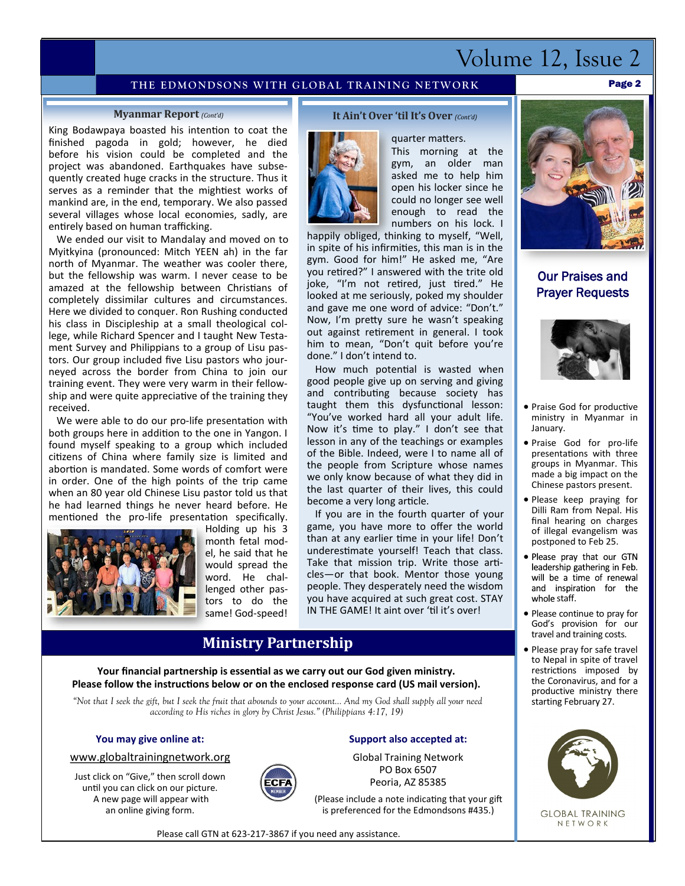## Myanmar Report *(Cont'd)*

King Bodawpaya boasted his intention to coat the finished pagoda in gold; however, he died before his vision could be completed and the project was abandoned. Earthquakes have subsequently created huge cracks in the structure. Thus it serves as a reminder that the mightiest works of mankind are, in the end, temporary. We also passed several villages whose local economies, sadly, are entirely based on human trafficking.

We ended our visit to Mandalay and moved on to Myitkyina (pronounced: Mitch YEEN ah) in the far north of Myanmar. The weather was cooler there, but the fellowship was warm. I never cease to be amazed at the fellowship between Christians of completely dissimilar cultures and circumstances. Here we divided to conquer. Ron Rushing conducted his class in Discipleship at a small theological college, while Richard Spencer and I taught New Testament Survey and Philippians to a group of Lisu pastors. Our group included five Lisu pastors who journeyed across the border from China to join our training event. They were very warm in their fellowship and were quite appreciative of the training they received.

We were able to do our pro-life presentation with both groups here in addition to the one in Yangon. I found myself speaking to a group which included citizens of China where family size is limited and abortion is mandated. Some words of comfort were in order. One of the high points of the trip came when an 80 year old Chinese Lisu pastor told us that he had learned things he never heard before. He mentioned the pro-life presentation specifically. Holding up his 3 month fetal model, he said that he would spread the word. He challenged other pastors to do the same! God-speed!

## It Ain't Over 'til It's Over *(Cont'd)*

quarter matters.

This morning at the gym, an older man asked me to help him open his locker since he could no longer see well enough to read the numbers on his lock. I happily obliged, thinking to myself, "Well, in spite of his infirmities, this man is in the gym. Good for him!" He asked me, "Are you retired?" I answered with the trite old joke, "I'm not retired, just tired." He looked at me seriously, poked my shoulder and gave me one word of advice: "Don't." Now, I'm pretty sure he wasn't speaking out against retirement in general. I took him to mean, "Don't quit before you're done." I don't intend to.

How much potential is wasted when good people give up on serving and giving and contributing because society has taught them this dysfunctional lesson: "You've worked hard all your adult life. Now it's time to play." I don't see that lesson in any of the teachings or examples of the Bible. Indeed, were I to name all of the people from Scripture whose names we only know because of what they did in the last quarter of their lives, this could become a very long article.

If you are in the fourth quarter of your game, you have more to offer the world than at any earlier time in your life! Don't underestimate yourself! Teach that class. Take that mission trip. Write those articles—or that book. Mentor those young people. They desperately need the wisdom you have acquired at such great cost. STAY IN THE GAME! It aint over 'til it's over!

## Our Praises and Prayer Requests

- Praise God for productive ministry in Myanmar in January.
- Praise God for pro-life presentations with three groups in Myanmar. This made a big impact on the Chinese pastors present.
- Please keep praying for Dilli Ram from Nepal. His final hearing on charges of illegal evangelism was postponed to Feb 25.
- Please pray that our GTN leadership gathering in Feb. will be a time of renewal and inspiration for the whole staff.
- Please continue to pray for God's provision for our travel and training costs.
- Please pray for safe travel to Nepal in spite of travel restrictions imposed by the Coronavirus, and for a productive ministry there starting February 27.

## Ministry Partnership

**Your financial partnership is essential as we carry out our God given ministry. Please follow the instructions below or on the enclosed response card (US mail version).**

*"Not that I seek the gift, but I seek the fruit that abounds to your account… And my God shall supply all your need according to His riches in glory by Christ Jesus." (Philippians 4:17, 19)*

**You may give online at:**

www.globaltrainingnetwork.org

Just click on "Give," then scroll down until you can click on our picture. A new page will appear with an online giving form.

**Support also accepted at:**

Global Training Network
PO Box 6507
Peoria, AZ 85385

(Please include a note indicating that your gift is preferenced for the Edmondsons #435.)

Please call GTN at 623-217-3867 if you need any assistance.

GLOBAL TRAINING NETWORK